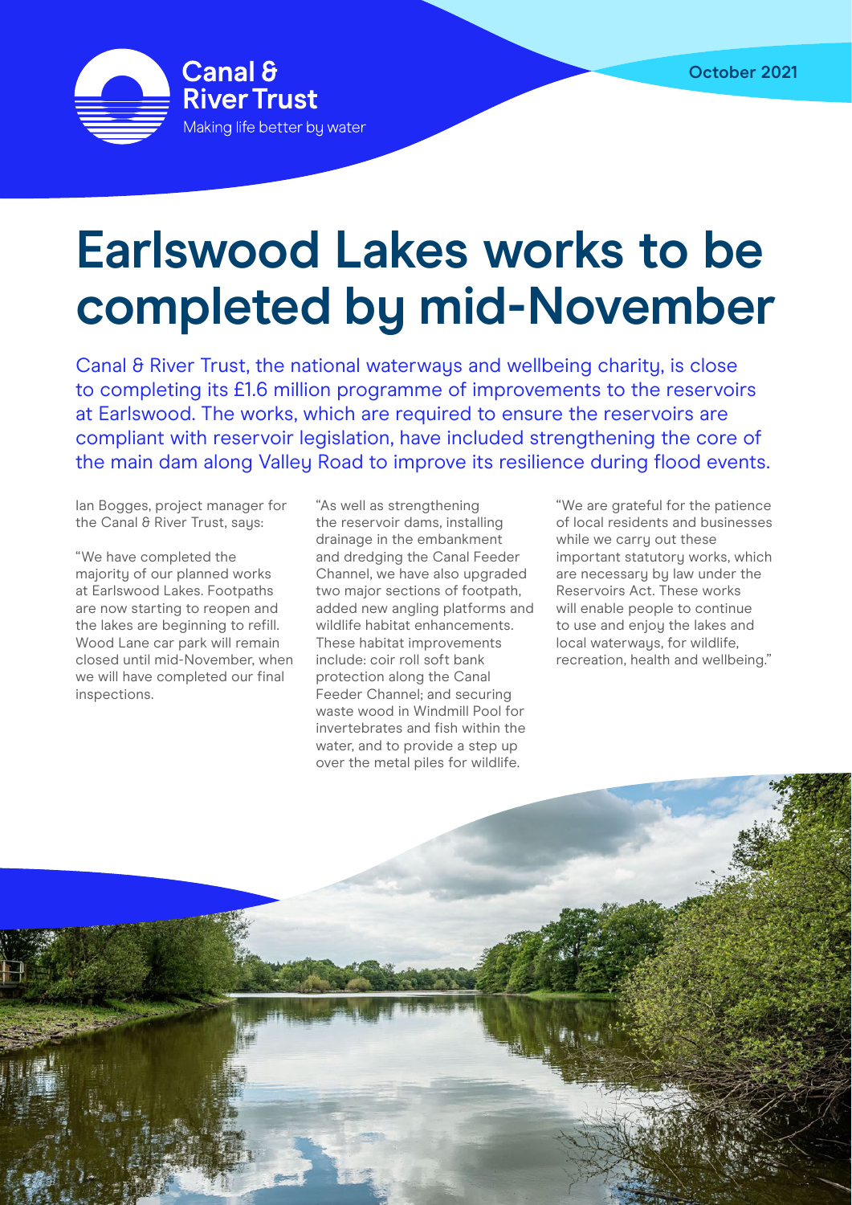Canal & River Trust

Making life better by water

October 2021

# Earlswood Lakes works to be completed by mid-November

Canal & River Trust, the national waterways and wellbeing charity, is close to completing its £1.6 million programme of improvements to the reservoirs at Earlswood. The works, which are required to ensure the reservoirs are compliant with reservoir legislation, have included strengthening the core of the main dam along Valley Road to improve its resilience during flood events.

Ian Bogges, project manager for the Canal & River Trust, says:

"We have completed the majority of our planned works at Earlswood Lakes. Footpaths are now starting to reopen and the lakes are beginning to refill. Wood Lane car park will remain closed until mid-November, when we will have completed our final inspections.

"As well as strengthening the reservoir dams, installing drainage in the embankment and dredging the Canal Feeder Channel, we have also upgraded two major sections of footpath, added new angling platforms and wildlife habitat enhancements. These habitat improvements include: coir roll soft bank protection along the Canal Feeder Channel; and securing waste wood in Windmill Pool for invertebrates and fish within the water, and to provide a step up over the metal piles for wildlife.

"We are grateful for the patience of local residents and businesses while we carry out these important statutory works, which are necessary by law under the Reservoirs Act. These works will enable people to continue to use and enjoy the lakes and local waterways, for wildlife, recreation, health and wellbeing."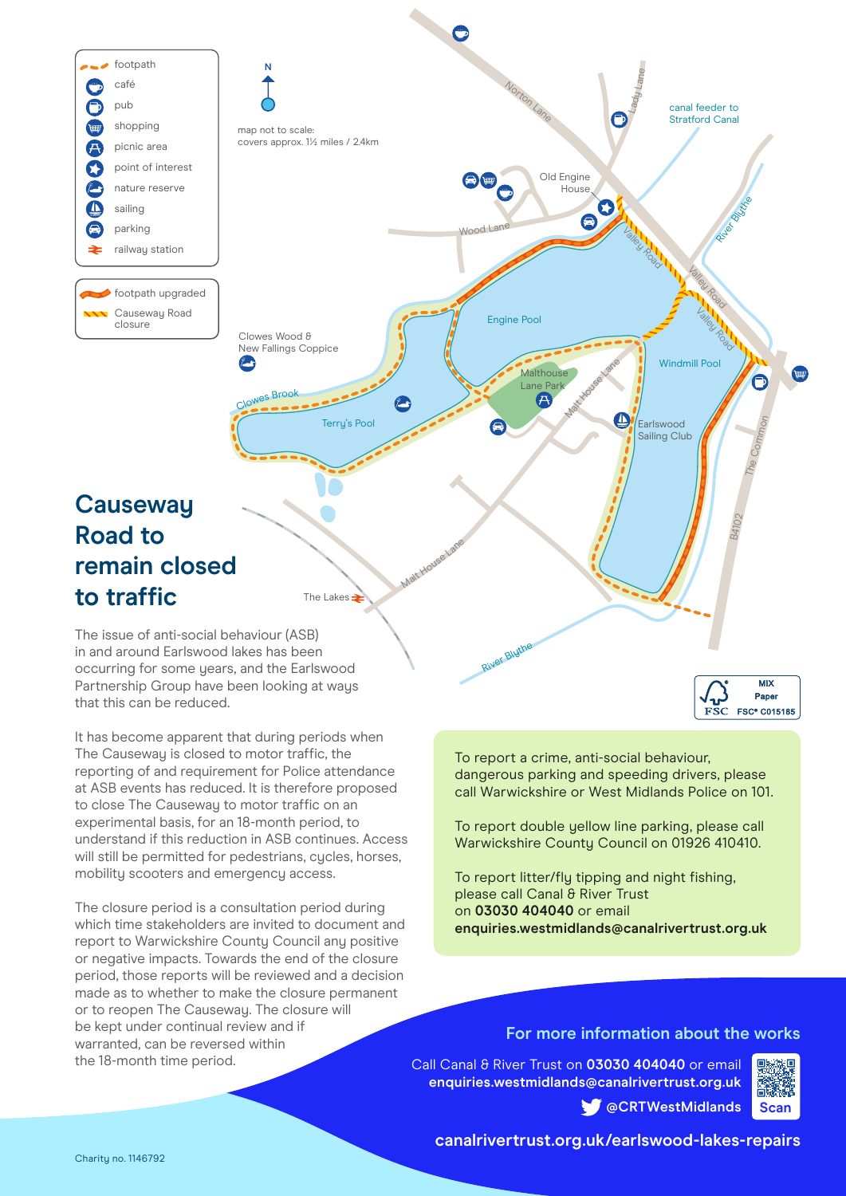footpath
café
pub
shopping
picnic area
point of interest
nature reserve
sailing
parking
railway station

footpath upgraded
Causeway Road closure

N

map not to scale:
covers approx. 1½ miles / 2.4km

Norton Lane
Lady Lane
canal feeder to Stratford Canal
Old Engine House
Wood Lane
Valley Road
River Blythe
Engine Pool
Windmill Pool
Clowes Wood & New Fallings Coppice
Malthouse Lane Park
Malt House Lane
Clowes Brook
Terry's Pool
Earlswood Sailing Club
The Common
B4102
The Lakes
River Blythe

# Causeway Road to remain closed to traffic

The issue of anti-social behaviour (ASB) in and around Earlswood lakes has been occurring for some years, and the Earlswood Partnership Group have been looking at ways that this can be reduced.

It has become apparent that during periods when The Causeway is closed to motor traffic, the reporting of and requirement for Police attendance at ASB events has reduced. It is therefore proposed to close The Causeway to motor traffic on an experimental basis, for an 18-month period, to understand if this reduction in ASB continues. Access will still be permitted for pedestrians, cycles, horses, mobility scooters and emergency access.

The closure period is a consultation period during which time stakeholders are invited to document and report to Warwickshire County Council any positive or negative impacts. Towards the end of the closure period, those reports will be reviewed and a decision made as to whether to make the closure permanent or to reopen The Causeway. The closure will be kept under continual review and if warranted, can be reversed within the 18-month time period.

To report a crime, anti-social behaviour, dangerous parking and speeding drivers, please call Warwickshire or West Midlands Police on 101.

To report double yellow line parking, please call Warwickshire County Council on 01926 410410.

To report litter/fly tipping and night fishing, please call Canal & River Trust on **03030 404040** or email **enquiries.westmidlands@canalrivertrust.org.uk**

MIX Paper FSC® C015185

## For more information about the works

Call Canal & River Trust on **03030 404040** or email **enquiries.westmidlands@canalrivertrust.org.uk**

**@CRTWestMidlands**

Scan

**canalrivertrust.org.uk/earlswood-lakes-repairs**

Charity no. 1146792